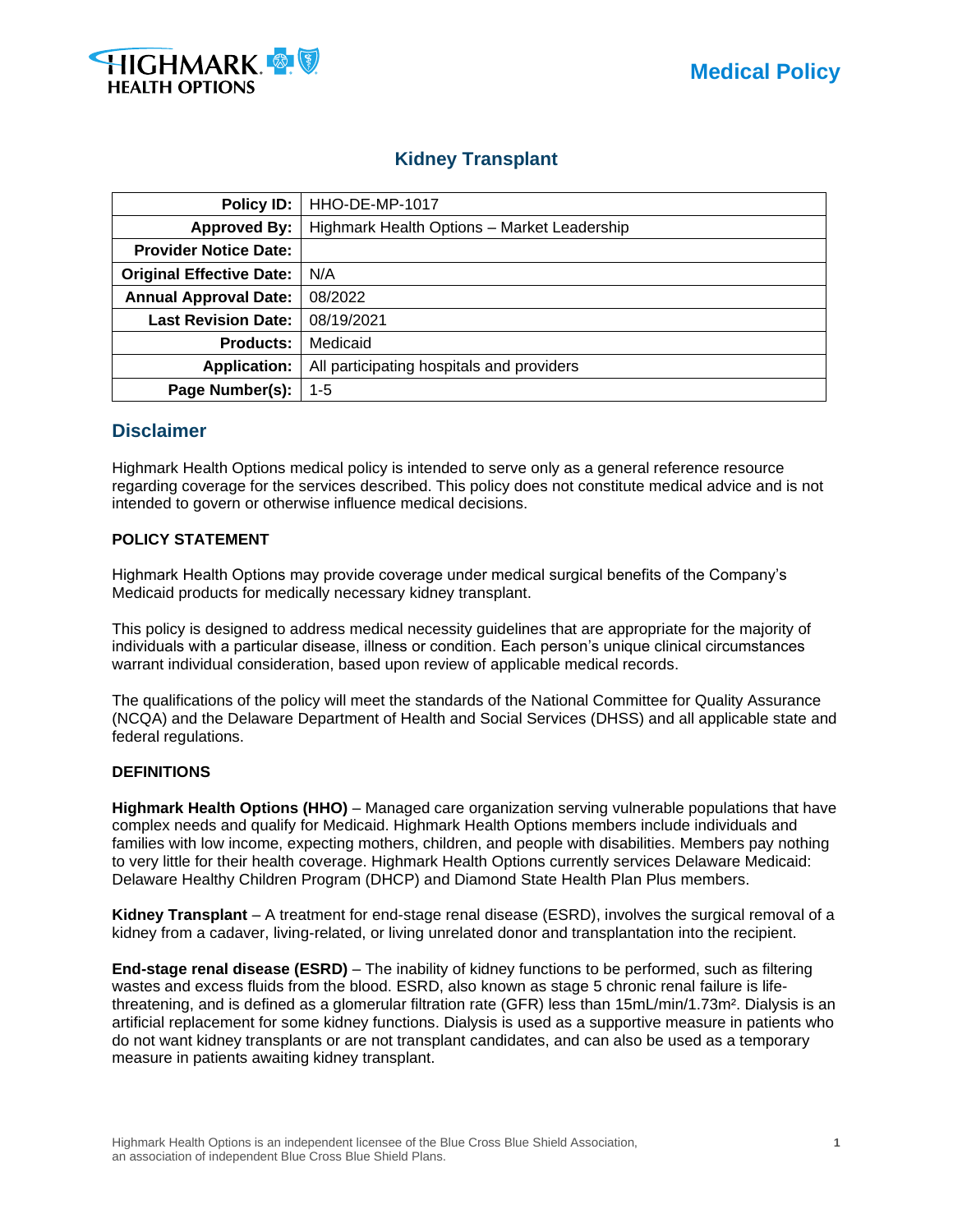Medical Policy

# Kidney Transplant

| Policy ID: | HHO-DE-MP-1017 |
|---|---|
| Approved By: | Highmark Health Options – Market Leadership |
| Provider Notice Date: | |
| Original Effective Date: | N/A |
| Annual Approval Date: | 08/2022 |
| Last Revision Date: | 08/19/2021 |
| Products: | Medicaid |
| Application: | All participating hospitals and providers |
| Page Number(s): | 1-5 |

## Disclaimer

Highmark Health Options medical policy is intended to serve only as a general reference resource regarding coverage for the services described. This policy does not constitute medical advice and is not intended to govern or otherwise influence medical decisions.

### POLICY STATEMENT

Highmark Health Options may provide coverage under medical surgical benefits of the Company's Medicaid products for medically necessary kidney transplant.

This policy is designed to address medical necessity guidelines that are appropriate for the majority of individuals with a particular disease, illness or condition. Each person's unique clinical circumstances warrant individual consideration, based upon review of applicable medical records.

The qualifications of the policy will meet the standards of the National Committee for Quality Assurance (NCQA) and the Delaware Department of Health and Social Services (DHSS) and all applicable state and federal regulations.

### DEFINITIONS

**Highmark Health Options (HHO)** – Managed care organization serving vulnerable populations that have complex needs and qualify for Medicaid. Highmark Health Options members include individuals and families with low income, expecting mothers, children, and people with disabilities. Members pay nothing to very little for their health coverage. Highmark Health Options currently services Delaware Medicaid: Delaware Healthy Children Program (DHCP) and Diamond State Health Plan Plus members.

**Kidney Transplant** – A treatment for end-stage renal disease (ESRD), involves the surgical removal of a kidney from a cadaver, living-related, or living unrelated donor and transplantation into the recipient.

**End-stage renal disease (ESRD)** – The inability of kidney functions to be performed, such as filtering wastes and excess fluids from the blood. ESRD, also known as stage 5 chronic renal failure is life-threatening, and is defined as a glomerular filtration rate (GFR) less than 15mL/min/1.73m². Dialysis is an artificial replacement for some kidney functions. Dialysis is used as a supportive measure in patients who do not want kidney transplants or are not transplant candidates, and can also be used as a temporary measure in patients awaiting kidney transplant.

Highmark Health Options is an independent licensee of the Blue Cross Blue Shield Association, an association of independent Blue Cross Blue Shield Plans.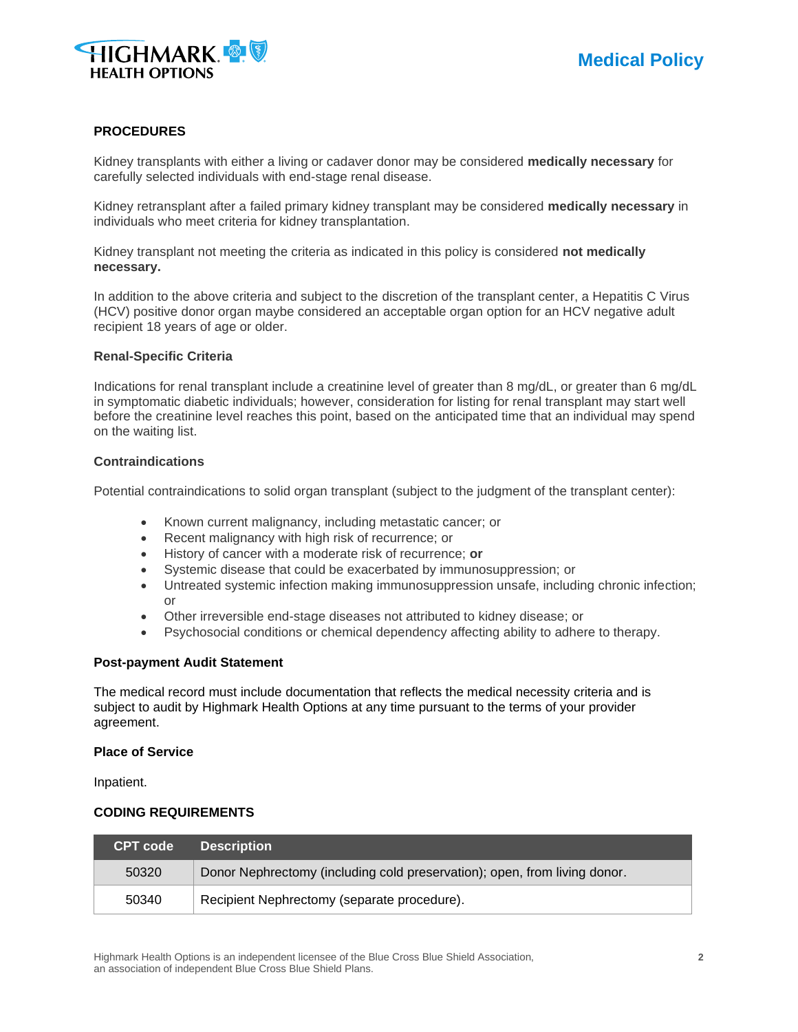## PROCEDURES

Kidney transplants with either a living or cadaver donor may be considered **medically necessary** for carefully selected individuals with end-stage renal disease.

Kidney retransplant after a failed primary kidney transplant may be considered **medically necessary** in individuals who meet criteria for kidney transplantation.

Kidney transplant not meeting the criteria as indicated in this policy is considered **not medically necessary.**

In addition to the above criteria and subject to the discretion of the transplant center, a Hepatitis C Virus (HCV) positive donor organ maybe considered an acceptable organ option for an HCV negative adult recipient 18 years of age or older.

### Renal-Specific Criteria

Indications for renal transplant include a creatinine level of greater than 8 mg/dL, or greater than 6 mg/dL in symptomatic diabetic individuals; however, consideration for listing for renal transplant may start well before the creatinine level reaches this point, based on the anticipated time that an individual may spend on the waiting list.

### Contraindications

Potential contraindications to solid organ transplant (subject to the judgment of the transplant center):

- Known current malignancy, including metastatic cancer; or
- Recent malignancy with high risk of recurrence; or
- History of cancer with a moderate risk of recurrence; **or**
- Systemic disease that could be exacerbated by immunosuppression; or
- Untreated systemic infection making immunosuppression unsafe, including chronic infection; or
- Other irreversible end-stage diseases not attributed to kidney disease; or
- Psychosocial conditions or chemical dependency affecting ability to adhere to therapy.

### Post-payment Audit Statement

The medical record must include documentation that reflects the medical necessity criteria and is subject to audit by Highmark Health Options at any time pursuant to the terms of your provider agreement.

### Place of Service

Inpatient.

## CODING REQUIREMENTS

| CPT code | Description |
|---|---|
| 50320 | Donor Nephrectomy (including cold preservation); open, from living donor. |
| 50340 | Recipient Nephrectomy (separate procedure). |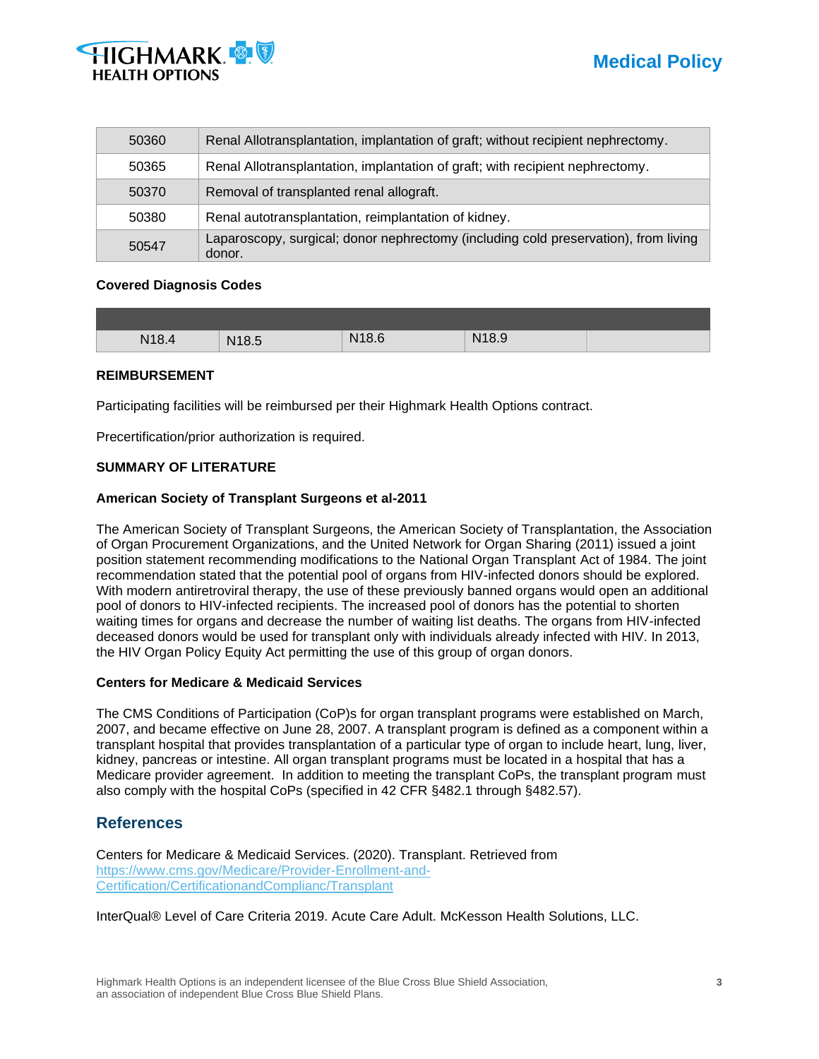| | |
|---|---|
| 50360 | Renal Allotransplantation, implantation of graft; without recipient nephrectomy. |
| 50365 | Renal Allotransplantation, implantation of graft; with recipient nephrectomy. |
| 50370 | Removal of transplanted renal allograft. |
| 50380 | Renal autotransplantation, reimplantation of kidney. |
| 50547 | Laparoscopy, surgical; donor nephrectomy (including cold preservation), from living donor. |

**Covered Diagnosis Codes**

| | | | | |
|---|---|---|---|---|
| N18.4 | N18.5 | N18.6 | N18.9 | |

**REIMBURSEMENT**

Participating facilities will be reimbursed per their Highmark Health Options contract.

Precertification/prior authorization is required.

**SUMMARY OF LITERATURE**

**American Society of Transplant Surgeons et al-2011**

The American Society of Transplant Surgeons, the American Society of Transplantation, the Association of Organ Procurement Organizations, and the United Network for Organ Sharing (2011) issued a joint position statement recommending modifications to the National Organ Transplant Act of 1984. The joint recommendation stated that the potential pool of organs from HIV-infected donors should be explored. With modern antiretroviral therapy, the use of these previously banned organs would open an additional pool of donors to HIV-infected recipients. The increased pool of donors has the potential to shorten waiting times for organs and decrease the number of waiting list deaths. The organs from HIV-infected deceased donors would be used for transplant only with individuals already infected with HIV. In 2013, the HIV Organ Policy Equity Act permitting the use of this group of organ donors.

**Centers for Medicare & Medicaid Services**

The CMS Conditions of Participation (CoP)s for organ transplant programs were established on March, 2007, and became effective on June 28, 2007. A transplant program is defined as a component within a transplant hospital that provides transplantation of a particular type of organ to include heart, lung, liver, kidney, pancreas or intestine. All organ transplant programs must be located in a hospital that has a Medicare provider agreement. In addition to meeting the transplant CoPs, the transplant program must also comply with the hospital CoPs (specified in 42 CFR §482.1 through §482.57).

## References

Centers for Medicare & Medicaid Services. (2020). Transplant. Retrieved from https://www.cms.gov/Medicare/Provider-Enrollment-and-Certification/CertificationandComplianc/Transplant

InterQual® Level of Care Criteria 2019. Acute Care Adult. McKesson Health Solutions, LLC.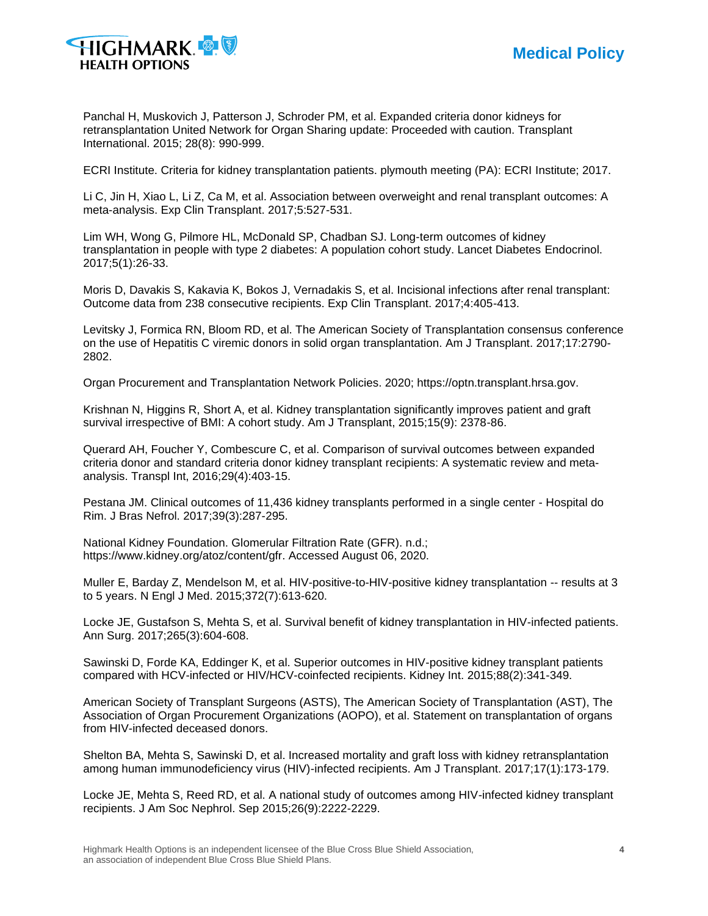Panchal H, Muskovich J, Patterson J, Schroder PM, et al. Expanded criteria donor kidneys for retransplantation United Network for Organ Sharing update: Proceeded with caution. Transplant International. 2015; 28(8): 990-999.

ECRI Institute. Criteria for kidney transplantation patients. plymouth meeting (PA): ECRI Institute; 2017.

Li C, Jin H, Xiao L, Li Z, Ca M, et al. Association between overweight and renal transplant outcomes: A meta-analysis. Exp Clin Transplant. 2017;5:527-531.

Lim WH, Wong G, Pilmore HL, McDonald SP, Chadban SJ. Long-term outcomes of kidney transplantation in people with type 2 diabetes: A population cohort study. Lancet Diabetes Endocrinol. 2017;5(1):26-33.

Moris D, Davakis S, Kakavia K, Bokos J, Vernadakis S, et al. Incisional infections after renal transplant: Outcome data from 238 consecutive recipients. Exp Clin Transplant. 2017;4:405-413.

Levitsky J, Formica RN, Bloom RD, et al. The American Society of Transplantation consensus conference on the use of Hepatitis C viremic donors in solid organ transplantation. Am J Transplant. 2017;17:2790-2802.

Organ Procurement and Transplantation Network Policies. 2020; https://optn.transplant.hrsa.gov.

Krishnan N, Higgins R, Short A, et al. Kidney transplantation significantly improves patient and graft survival irrespective of BMI: A cohort study. Am J Transplant, 2015;15(9): 2378-86.

Querard AH, Foucher Y, Combescure C, et al. Comparison of survival outcomes between expanded criteria donor and standard criteria donor kidney transplant recipients: A systematic review and meta-analysis. Transpl Int, 2016;29(4):403-15.

Pestana JM. Clinical outcomes of 11,436 kidney transplants performed in a single center - Hospital do Rim. J Bras Nefrol. 2017;39(3):287-295.

National Kidney Foundation. Glomerular Filtration Rate (GFR). n.d.; https://www.kidney.org/atoz/content/gfr. Accessed August 06, 2020.

Muller E, Barday Z, Mendelson M, et al. HIV-positive-to-HIV-positive kidney transplantation -- results at 3 to 5 years. N Engl J Med. 2015;372(7):613-620.

Locke JE, Gustafson S, Mehta S, et al. Survival benefit of kidney transplantation in HIV-infected patients. Ann Surg. 2017;265(3):604-608.

Sawinski D, Forde KA, Eddinger K, et al. Superior outcomes in HIV-positive kidney transplant patients compared with HCV-infected or HIV/HCV-coinfected recipients. Kidney Int. 2015;88(2):341-349.

American Society of Transplant Surgeons (ASTS), The American Society of Transplantation (AST), The Association of Organ Procurement Organizations (AOPO), et al. Statement on transplantation of organs from HIV-infected deceased donors.

Shelton BA, Mehta S, Sawinski D, et al. Increased mortality and graft loss with kidney retransplantation among human immunodeficiency virus (HIV)-infected recipients. Am J Transplant. 2017;17(1):173-179.

Locke JE, Mehta S, Reed RD, et al. A national study of outcomes among HIV-infected kidney transplant recipients. J Am Soc Nephrol. Sep 2015;26(9):2222-2229.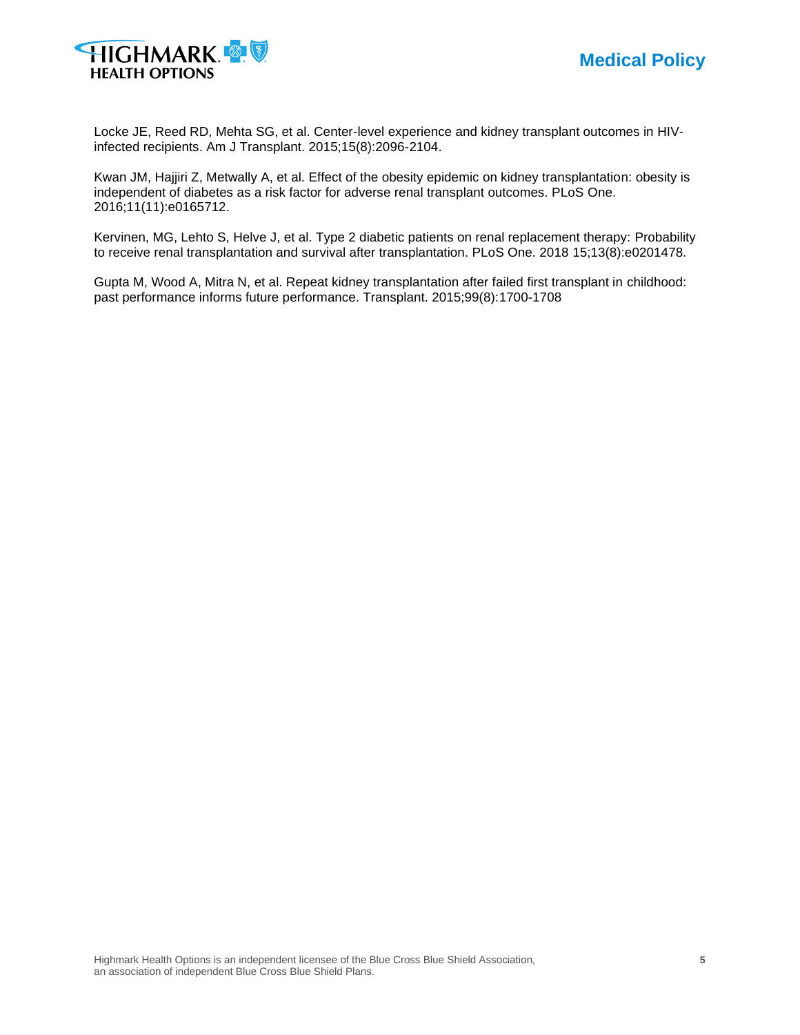Locke JE, Reed RD, Mehta SG, et al. Center-level experience and kidney transplant outcomes in HIV-infected recipients. Am J Transplant. 2015;15(8):2096-2104.

Kwan JM, Hajjiri Z, Metwally A, et al. Effect of the obesity epidemic on kidney transplantation: obesity is independent of diabetes as a risk factor for adverse renal transplant outcomes. PLoS One. 2016;11(11):e0165712.

Kervinen, MG, Lehto S, Helve J, et al. Type 2 diabetic patients on renal replacement therapy: Probability to receive renal transplantation and survival after transplantation. PLoS One. 2018 15;13(8):e0201478.

Gupta M, Wood A, Mitra N, et al. Repeat kidney transplantation after failed first transplant in childhood: past performance informs future performance. Transplant. 2015;99(8):1700-1708